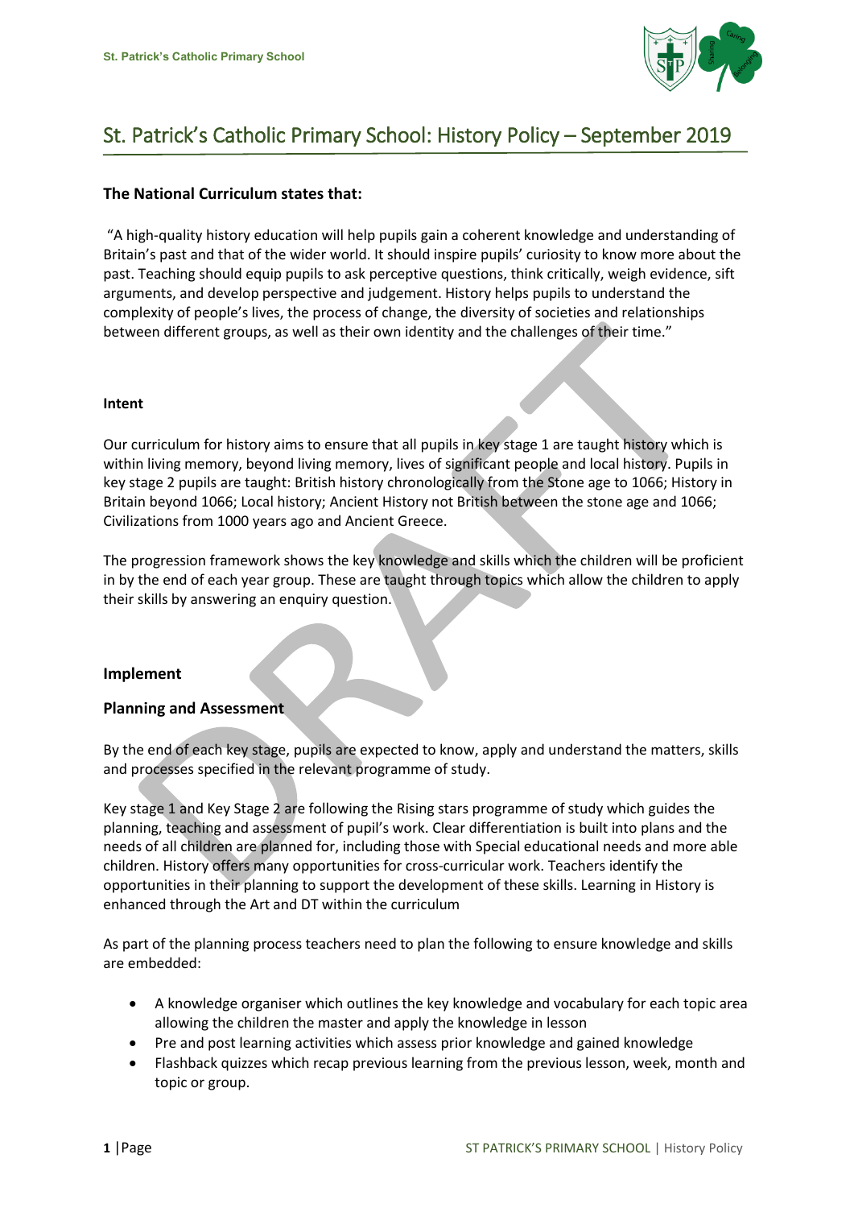# St. Patrick's Catholic Primary School: History Policy – September 2019

**The National Curriculum states that:**

"A high-quality history education will help pupils gain a coherent knowledge and understanding of Britain's past and that of the wider world. It should inspire pupils' curiosity to know more about the past. Teaching should equip pupils to ask perceptive questions, think critically, weigh evidence, sift arguments, and develop perspective and judgement. History helps pupils to understand the complexity of people's lives, the process of change, the diversity of societies and relationships between different groups, as well as their own identity and the challenges of their time."

**Intent**

Our curriculum for history aims to ensure that all pupils in key stage 1 are taught history which is within living memory, beyond living memory, lives of significant people and local history. Pupils in key stage 2 pupils are taught: British history chronologically from the Stone age to 1066; History in Britain beyond 1066; Local history; Ancient History not British between the stone age and 1066; Civilizations from 1000 years ago and Ancient Greece.

The progression framework shows the key knowledge and skills which the children will be proficient in by the end of each year group. These are taught through topics which allow the children to apply their skills by answering an enquiry question.

**Implement**

**Planning and Assessment**

By the end of each key stage, pupils are expected to know, apply and understand the matters, skills and processes specified in the relevant programme of study.

Key stage 1 and Key Stage 2 are following the Rising stars programme of study which guides the planning, teaching and assessment of pupil's work. Clear differentiation is built into plans and the needs of all children are planned for, including those with Special educational needs and more able children. History offers many opportunities for cross-curricular work. Teachers identify the opportunities in their planning to support the development of these skills. Learning in History is enhanced through the Art and DT within the curriculum

As part of the planning process teachers need to plan the following to ensure knowledge and skills are embedded:

- A knowledge organiser which outlines the key knowledge and vocabulary for each topic area allowing the children the master and apply the knowledge in lesson
- Pre and post learning activities which assess prior knowledge and gained knowledge
- Flashback quizzes which recap previous learning from the previous lesson, week, month and topic or group.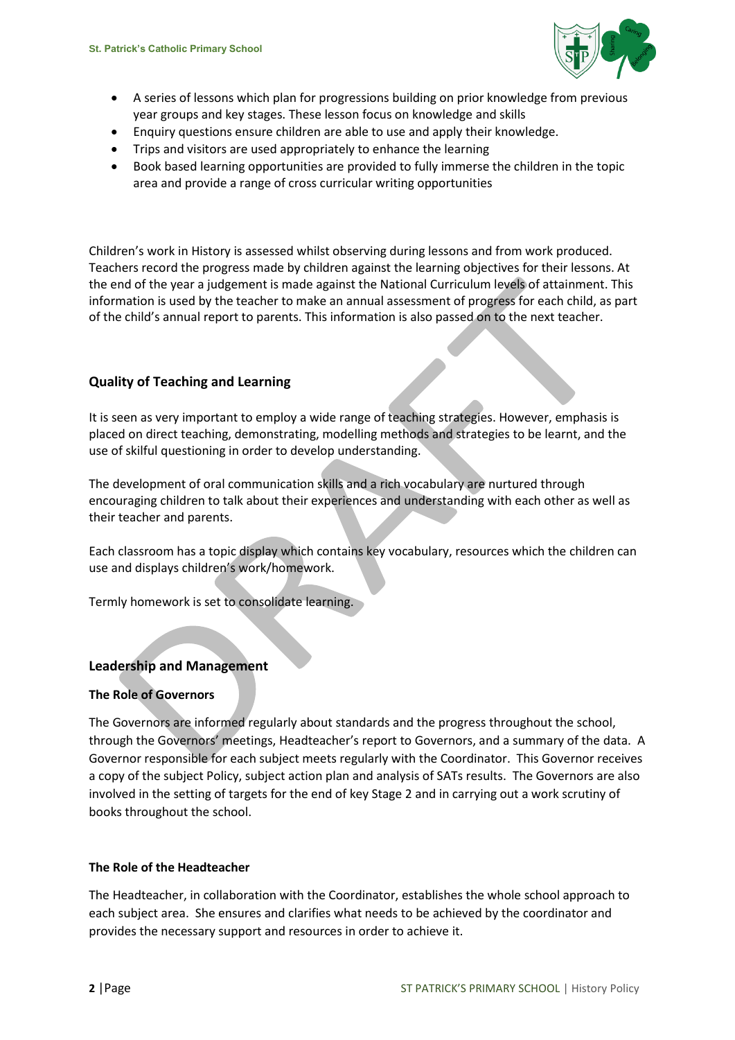- A series of lessons which plan for progressions building on prior knowledge from previous year groups and key stages. These lesson focus on knowledge and skills
- Enquiry questions ensure children are able to use and apply their knowledge.
- Trips and visitors are used appropriately to enhance the learning
- Book based learning opportunities are provided to fully immerse the children in the topic area and provide a range of cross curricular writing opportunities

Children's work in History is assessed whilst observing during lessons and from work produced. Teachers record the progress made by children against the learning objectives for their lessons. At the end of the year a judgement is made against the National Curriculum levels of attainment. This information is used by the teacher to make an annual assessment of progress for each child, as part of the child's annual report to parents. This information is also passed on to the next teacher.

## Quality of Teaching and Learning

It is seen as very important to employ a wide range of teaching strategies. However, emphasis is placed on direct teaching, demonstrating, modelling methods and strategies to be learnt, and the use of skilful questioning in order to develop understanding.

The development of oral communication skills and a rich vocabulary are nurtured through encouraging children to talk about their experiences and understanding with each other as well as their teacher and parents.

Each classroom has a topic display which contains key vocabulary, resources which the children can use and displays children's work/homework.

Termly homework is set to consolidate learning.

## Leadership and Management

### The Role of Governors

The Governors are informed regularly about standards and the progress throughout the school, through the Governors' meetings, Headteacher's report to Governors, and a summary of the data. A Governor responsible for each subject meets regularly with the Coordinator. This Governor receives a copy of the subject Policy, subject action plan and analysis of SATs results. The Governors are also involved in the setting of targets for the end of key Stage 2 and in carrying out a work scrutiny of books throughout the school.

### The Role of the Headteacher

The Headteacher, in collaboration with the Coordinator, establishes the whole school approach to each subject area. She ensures and clarifies what needs to be achieved by the coordinator and provides the necessary support and resources in order to achieve it.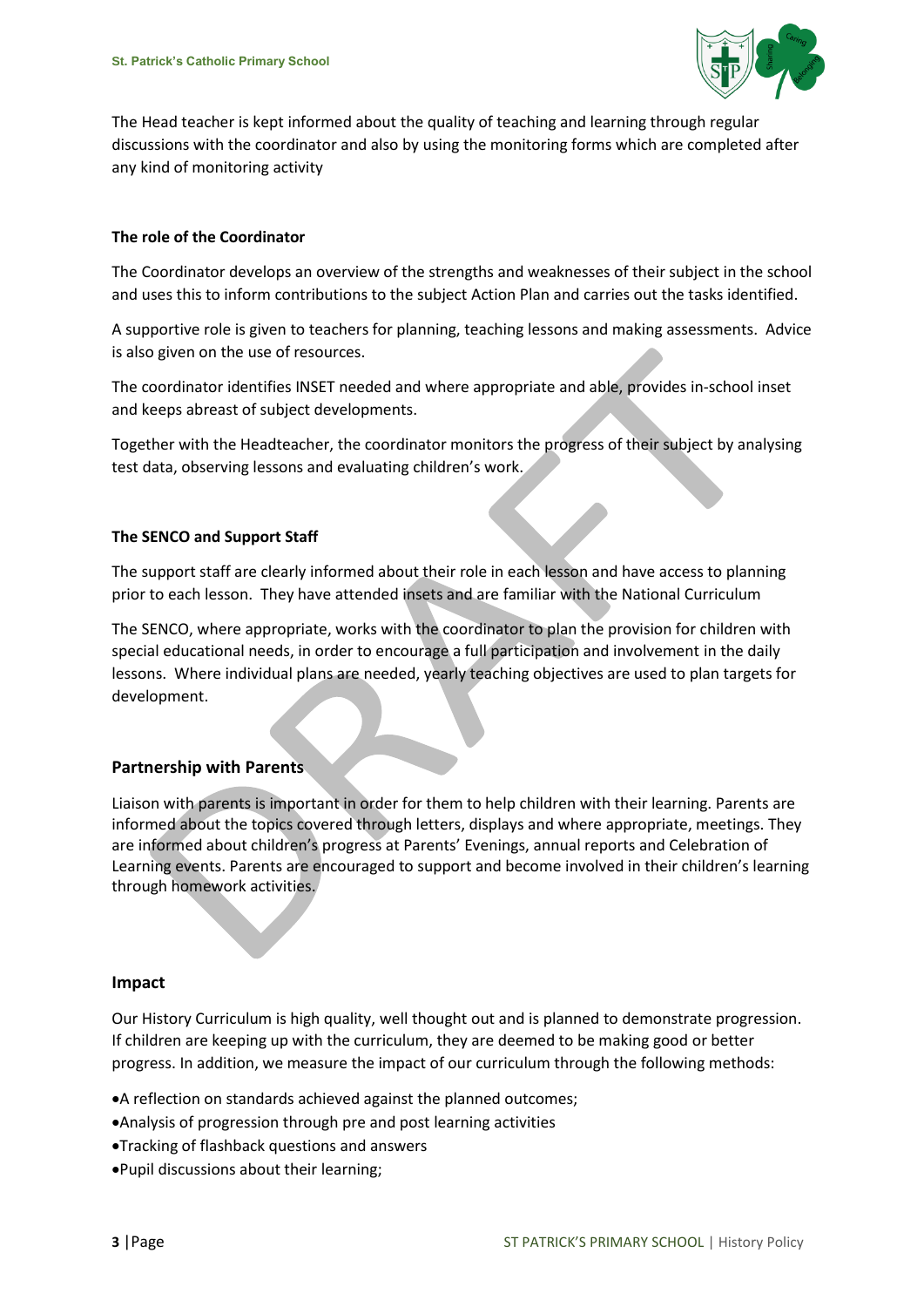The Head teacher is kept informed about the quality of teaching and learning through regular discussions with the coordinator and also by using the monitoring forms which are completed after any kind of monitoring activity

**The role of the Coordinator**

The Coordinator develops an overview of the strengths and weaknesses of their subject in the school and uses this to inform contributions to the subject Action Plan and carries out the tasks identified.

A supportive role is given to teachers for planning, teaching lessons and making assessments. Advice is also given on the use of resources.

The coordinator identifies INSET needed and where appropriate and able, provides in-school inset and keeps abreast of subject developments.

Together with the Headteacher, the coordinator monitors the progress of their subject by analysing test data, observing lessons and evaluating children's work.

**The SENCO and Support Staff**

The support staff are clearly informed about their role in each lesson and have access to planning prior to each lesson. They have attended insets and are familiar with the National Curriculum

The SENCO, where appropriate, works with the coordinator to plan the provision for children with special educational needs, in order to encourage a full participation and involvement in the daily lessons. Where individual plans are needed, yearly teaching objectives are used to plan targets for development.

**Partnership with Parents**

Liaison with parents is important in order for them to help children with their learning. Parents are informed about the topics covered through letters, displays and where appropriate, meetings. They are informed about children's progress at Parents' Evenings, annual reports and Celebration of Learning events. Parents are encouraged to support and become involved in their children's learning through homework activities.

**Impact**

Our History Curriculum is high quality, well thought out and is planned to demonstrate progression. If children are keeping up with the curriculum, they are deemed to be making good or better progress. In addition, we measure the impact of our curriculum through the following methods:

- A reflection on standards achieved against the planned outcomes;
- Analysis of progression through pre and post learning activities
- Tracking of flashback questions and answers
- Pupil discussions about their learning;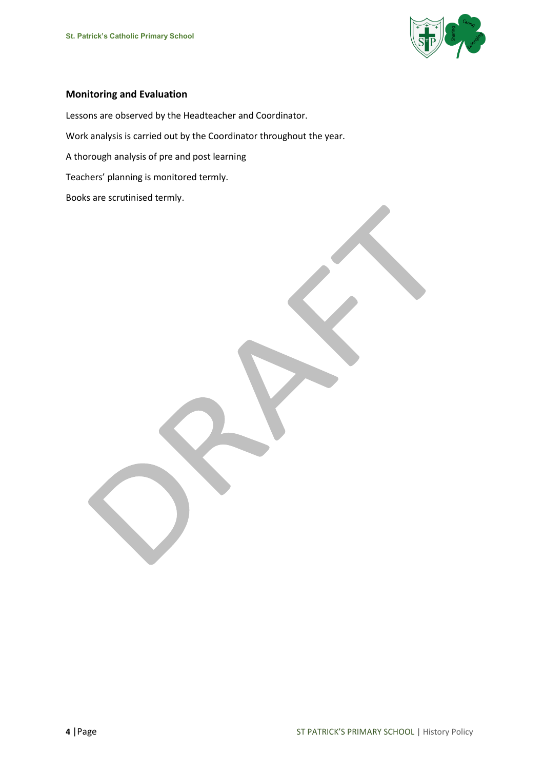## Monitoring and Evaluation

Lessons are observed by the Headteacher and Coordinator.

Work analysis is carried out by the Coordinator throughout the year.

A thorough analysis of pre and post learning

Teachers' planning is monitored termly.

Books are scrutinised termly.